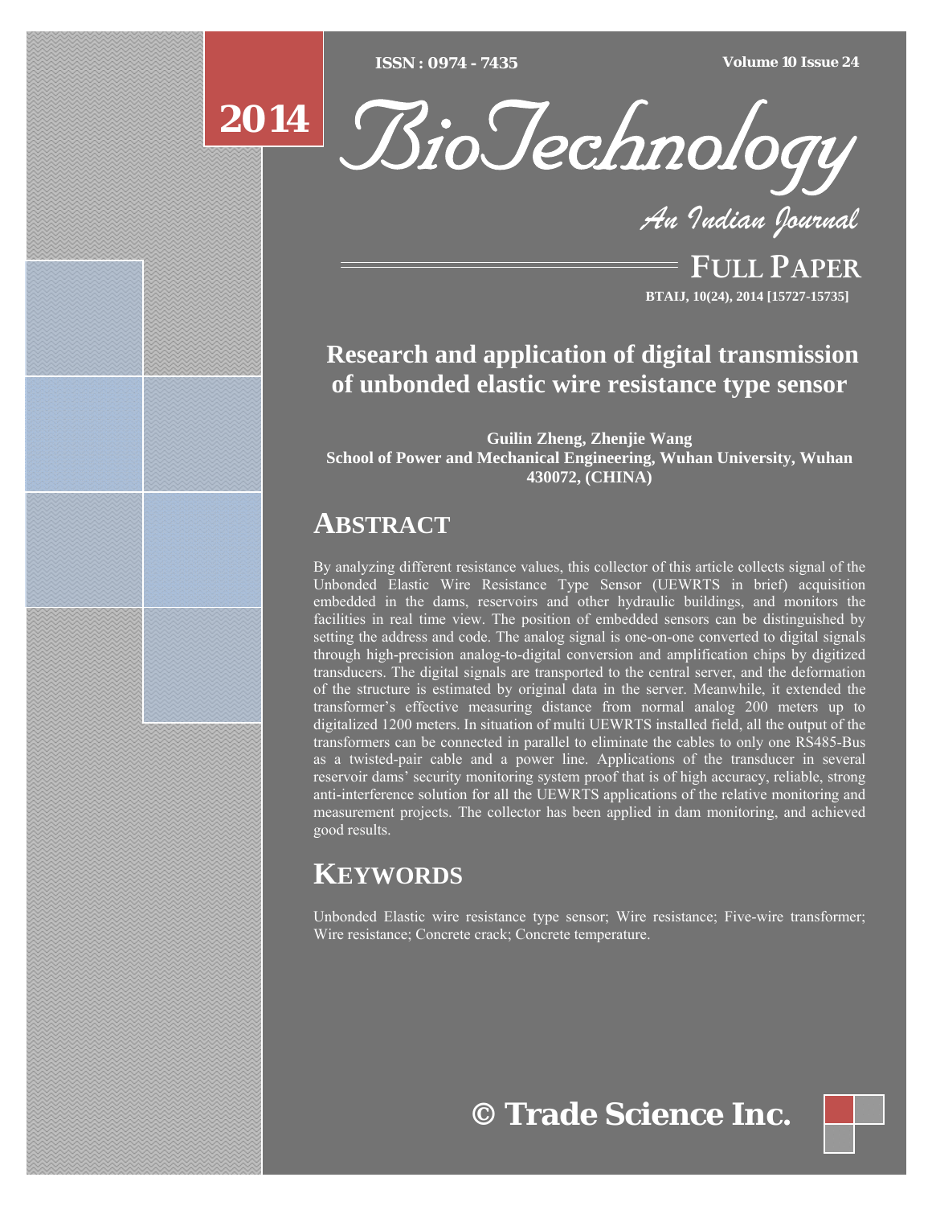# Research and application of digital transmission of unbonded elastic wire resistance type sensor

**Guilin Zheng, Zhenjie Wang**

**School of Power and Mechanical Engineering, Wuhan University, Wuhan 430072, (CHINA)**

## ABSTRACT

By analyzing different resistance values, this collector of this article collects signal of the Unbonded Elastic Wire Resistance Type Sensor (UEWRTS in brief) acquisition embedded in the dams, reservoirs and other hydraulic buildings, and monitors the facilities in real time view. The position of embedded sensors can be distinguished by setting the address and code. The analog signal is one-on-one converted to digital signals through high-precision analog-to-digital conversion and amplification chips by digitized transducers. The digital signals are transported to the central server, and the deformation of the structure is estimated by original data in the server. Meanwhile, it extended the transformer's effective measuring distance from normal analog 200 meters up to digitalized 1200 meters. In situation of multi UEWRTS installed field, all the output of the transformers can be connected in parallel to eliminate the cables to only one RS485-Bus as a twisted-pair cable and a power line. Applications of the transducer in several reservoir dams' security monitoring system proof that is of high accuracy, reliable, strong anti-interference solution for all the UEWRTS applications of the relative monitoring and measurement projects. The collector has been applied in dam monitoring, and achieved good results.

## KEYWORDS

Unbonded Elastic wire resistance type sensor; Wire resistance; Five-wire transformer; Wire resistance; Concrete crack; Concrete temperature.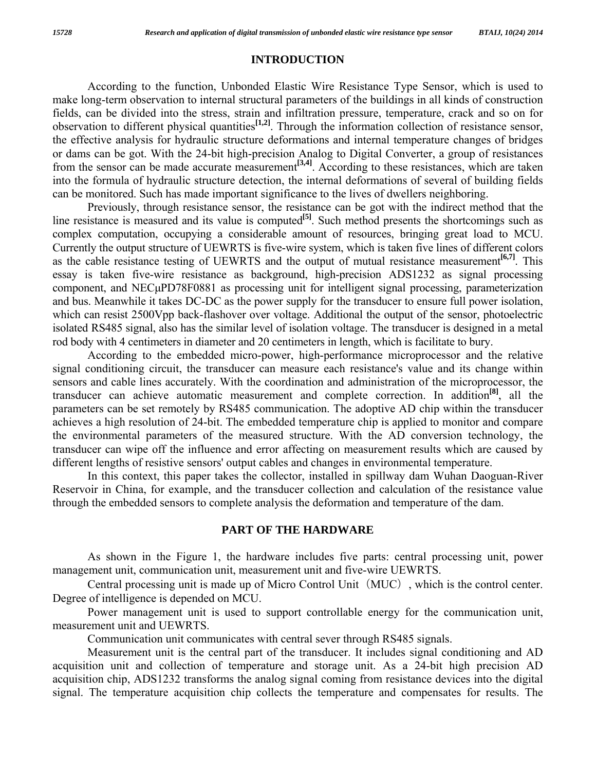## INTRODUCTION

According to the function, Unbonded Elastic Wire Resistance Type Sensor, which is used to make long-term observation to internal structural parameters of the buildings in all kinds of construction fields, can be divided into the stress, strain and infiltration pressure, temperature, crack and so on for observation to different physical quantities[1,2]. Through the information collection of resistance sensor, the effective analysis for hydraulic structure deformations and internal temperature changes of bridges or dams can be got. With the 24-bit high-precision Analog to Digital Converter, a group of resistances from the sensor can be made accurate measurement[3,4]. According to these resistances, which are taken into the formula of hydraulic structure detection, the internal deformations of several of building fields can be monitored. Such has made important significance to the lives of dwellers neighboring.

Previously, through resistance sensor, the resistance can be got with the indirect method that the line resistance is measured and its value is computed[5]. Such method presents the shortcomings such as complex computation, occupying a considerable amount of resources, bringing great load to MCU. Currently the output structure of UEWRTS is five-wire system, which is taken five lines of different colors as the cable resistance testing of UEWRTS and the output of mutual resistance measurement[6,7]. This essay is taken five-wire resistance as background, high-precision ADS1232 as signal processing component, and NECμPD78F0881 as processing unit for intelligent signal processing, parameterization and bus. Meanwhile it takes DC-DC as the power supply for the transducer to ensure full power isolation, which can resist 2500Vpp back-flashover over voltage. Additional the output of the sensor, photoelectric isolated RS485 signal, also has the similar level of isolation voltage. The transducer is designed in a metal rod body with 4 centimeters in diameter and 20 centimeters in length, which is facilitate to bury.

According to the embedded micro-power, high-performance microprocessor and the relative signal conditioning circuit, the transducer can measure each resistance's value and its change within sensors and cable lines accurately. With the coordination and administration of the microprocessor, the transducer can achieve automatic measurement and complete correction. In addition[8], all the parameters can be set remotely by RS485 communication. The adoptive AD chip within the transducer achieves a high resolution of 24-bit. The embedded temperature chip is applied to monitor and compare the environmental parameters of the measured structure. With the AD conversion technology, the transducer can wipe off the influence and error affecting on measurement results which are caused by different lengths of resistive sensors' output cables and changes in environmental temperature.

In this context, this paper takes the collector, installed in spillway dam Wuhan Daoguan-River Reservoir in China, for example, and the transducer collection and calculation of the resistance value through the embedded sensors to complete analysis the deformation and temperature of the dam.

## PART OF THE HARDWARE

As shown in the Figure 1, the hardware includes five parts: central processing unit, power management unit, communication unit, measurement unit and five-wire UEWRTS.

Central processing unit is made up of Micro Control Unit（MUC）, which is the control center. Degree of intelligence is depended on MCU.

Power management unit is used to support controllable energy for the communication unit, measurement unit and UEWRTS.

Communication unit communicates with central sever through RS485 signals.

Measurement unit is the central part of the transducer. It includes signal conditioning and AD acquisition unit and collection of temperature and storage unit. As a 24-bit high precision AD acquisition chip, ADS1232 transforms the analog signal coming from resistance devices into the digital signal. The temperature acquisition chip collects the temperature and compensates for results. The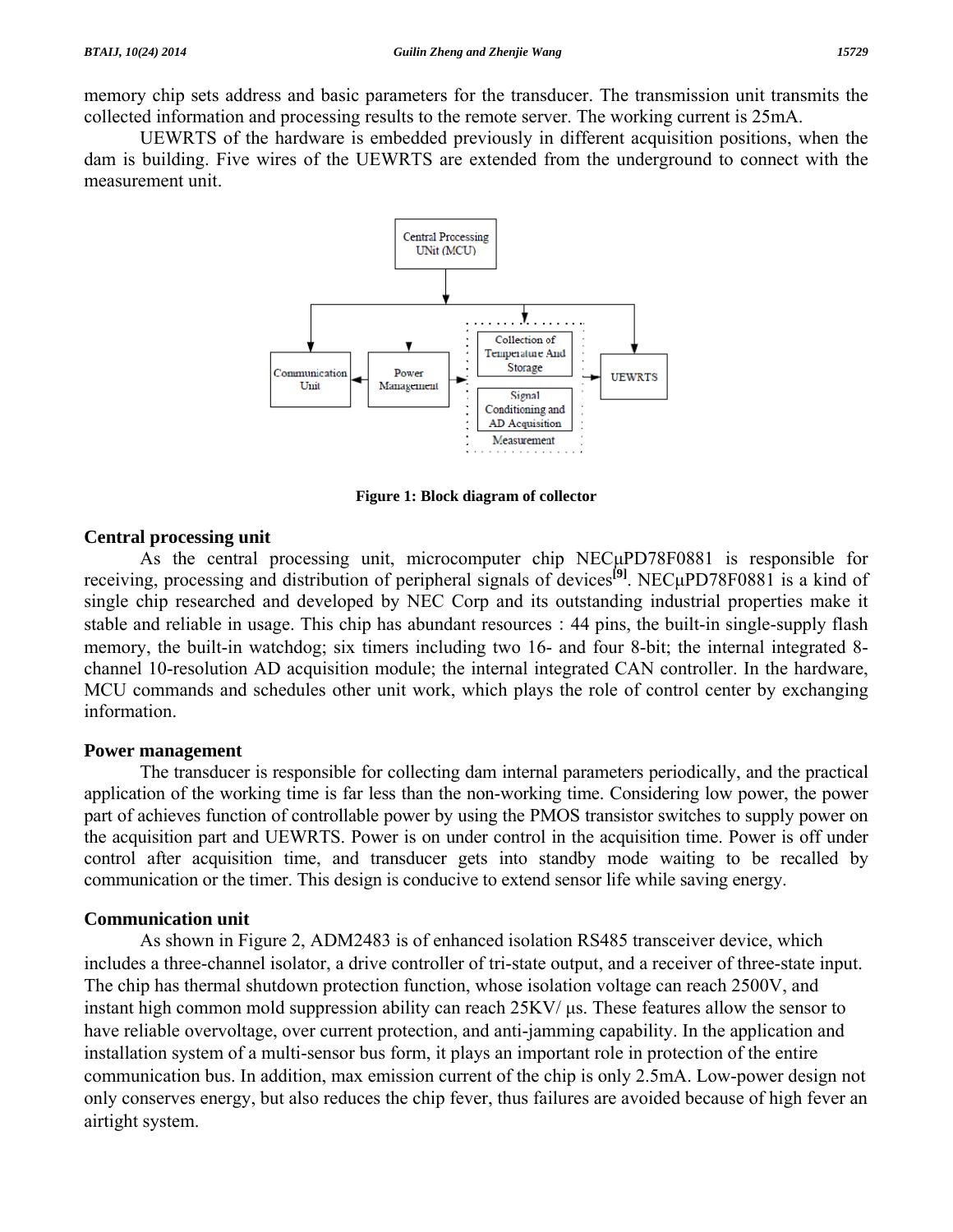memory chip sets address and basic parameters for the transducer. The transmission unit transmits the collected information and processing results to the remote server. The working current is 25mA.

UEWRTS of the hardware is embedded previously in different acquisition positions, when the dam is building. Five wires of the UEWRTS are extended from the underground to connect with the measurement unit.

**Figure 1: Block diagram of collector**

## Central processing unit

As the central processing unit, microcomputer chip NECμPD78F0881 is responsible for receiving, processing and distribution of peripheral signals of devices[9]. NECμPD78F0881 is a kind of single chip researched and developed by NEC Corp and its outstanding industrial properties make it stable and reliable in usage. This chip has abundant resources : 44 pins, the built-in single-supply flash memory, the built-in watchdog; six timers including two 16- and four 8-bit; the internal integrated 8-channel 10-resolution AD acquisition module; the internal integrated CAN controller. In the hardware, MCU commands and schedules other unit work, which plays the role of control center by exchanging information.

## Power management

The transducer is responsible for collecting dam internal parameters periodically, and the practical application of the working time is far less than the non-working time. Considering low power, the power part of achieves function of controllable power by using the PMOS transistor switches to supply power on the acquisition part and UEWRTS. Power is on under control in the acquisition time. Power is off under control after acquisition time, and transducer gets into standby mode waiting to be recalled by communication or the timer. This design is conducive to extend sensor life while saving energy.

## Communication unit

As shown in Figure 2, ADM2483 is of enhanced isolation RS485 transceiver device, which includes a three-channel isolator, a drive controller of tri-state output, and a receiver of three-state input. The chip has thermal shutdown protection function, whose isolation voltage can reach 2500V, and instant high common mold suppression ability can reach 25KV/ μs. These features allow the sensor to have reliable overvoltage, over current protection, and anti-jamming capability. In the application and installation system of a multi-sensor bus form, it plays an important role in protection of the entire communication bus. In addition, max emission current of the chip is only 2.5mA. Low-power design not only conserves energy, but also reduces the chip fever, thus failures are avoided because of high fever an airtight system.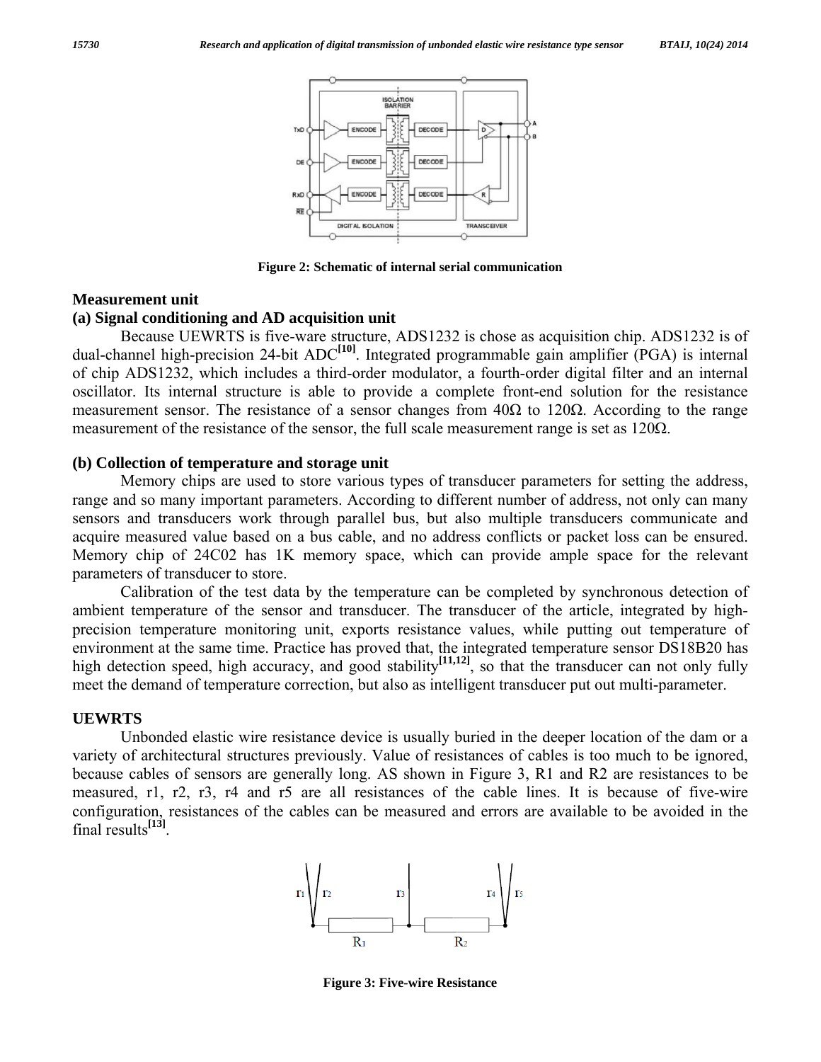Figure 2: Schematic of internal serial communication

## Measurement unit

### (a) Signal conditioning and AD acquisition unit

Because UEWRTS is five-ware structure, ADS1232 is chose as acquisition chip. ADS1232 is of dual-channel high-precision 24-bit ADC[10]. Integrated programmable gain amplifier (PGA) is internal of chip ADS1232, which includes a third-order modulator, a fourth-order digital filter and an internal oscillator. Its internal structure is able to provide a complete front-end solution for the resistance measurement sensor. The resistance of a sensor changes from 40Ω to 120Ω. According to the range measurement of the resistance of the sensor, the full scale measurement range is set as 120Ω.

### (b) Collection of temperature and storage unit

Memory chips are used to store various types of transducer parameters for setting the address, range and so many important parameters. According to different number of address, not only can many sensors and transducers work through parallel bus, but also multiple transducers communicate and acquire measured value based on a bus cable, and no address conflicts or packet loss can be ensured. Memory chip of 24C02 has 1K memory space, which can provide ample space for the relevant parameters of transducer to store.

Calibration of the test data by the temperature can be completed by synchronous detection of ambient temperature of the sensor and transducer. The transducer of the article, integrated by high-precision temperature monitoring unit, exports resistance values, while putting out temperature of environment at the same time. Practice has proved that, the integrated temperature sensor DS18B20 has high detection speed, high accuracy, and good stability[11,12], so that the transducer can not only fully meet the demand of temperature correction, but also as intelligent transducer put out multi-parameter.

## UEWRTS

Unbonded elastic wire resistance device is usually buried in the deeper location of the dam or a variety of architectural structures previously. Value of resistances of cables is too much to be ignored, because cables of sensors are generally long. AS shown in Figure 3, R1 and R2 are resistances to be measured, r1, r2, r3, r4 and r5 are all resistances of the cable lines. It is because of five-wire configuration, resistances of the cables can be measured and errors are available to be avoided in the final results[13].

Figure 3: Five-wire Resistance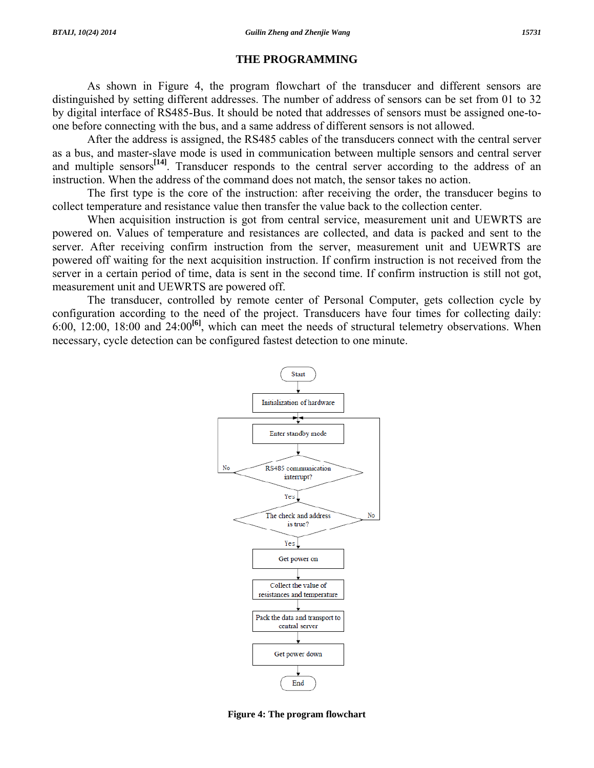## THE PROGRAMMING

As shown in Figure 4, the program flowchart of the transducer and different sensors are distinguished by setting different addresses. The number of address of sensors can be set from 01 to 32 by digital interface of RS485-Bus. It should be noted that addresses of sensors must be assigned one-to-one before connecting with the bus, and a same address of different sensors is not allowed.

After the address is assigned, the RS485 cables of the transducers connect with the central server as a bus, and master-slave mode is used in communication between multiple sensors and central server and multiple sensors[14]. Transducer responds to the central server according to the address of an instruction. When the address of the command does not match, the sensor takes no action.

The first type is the core of the instruction: after receiving the order, the transducer begins to collect temperature and resistance value then transfer the value back to the collection center.

When acquisition instruction is got from central service, measurement unit and UEWRTS are powered on. Values of temperature and resistances are collected, and data is packed and sent to the server. After receiving confirm instruction from the server, measurement unit and UEWRTS are powered off waiting for the next acquisition instruction. If confirm instruction is not received from the server in a certain period of time, data is sent in the second time. If confirm instruction is still not got, measurement unit and UEWRTS are powered off.

The transducer, controlled by remote center of Personal Computer, gets collection cycle by configuration according to the need of the project. Transducers have four times for collecting daily: 6:00, 12:00, 18:00 and 24:00[6], which can meet the needs of structural telemetry observations. When necessary, cycle detection can be configured fastest detection to one minute.

```
Start
  ↓
Initialization of hardware
  ↓
Enter standby mode  ←─────────────────────────┐
  ↓                                            │
RS485 communication interrupt? ──No──→ (back to Enter standby mode)
  ↓ Yes                                        │
The check and address is true? ──No──→ (back to Enter standby mode)
  ↓ Yes
Get power on
  ↓
Collect the value of resistances and temperature
  ↓
Pack the data and transport to central server
  ↓
Get power down
  ↓
End
```

**Figure 4: The program flowchart**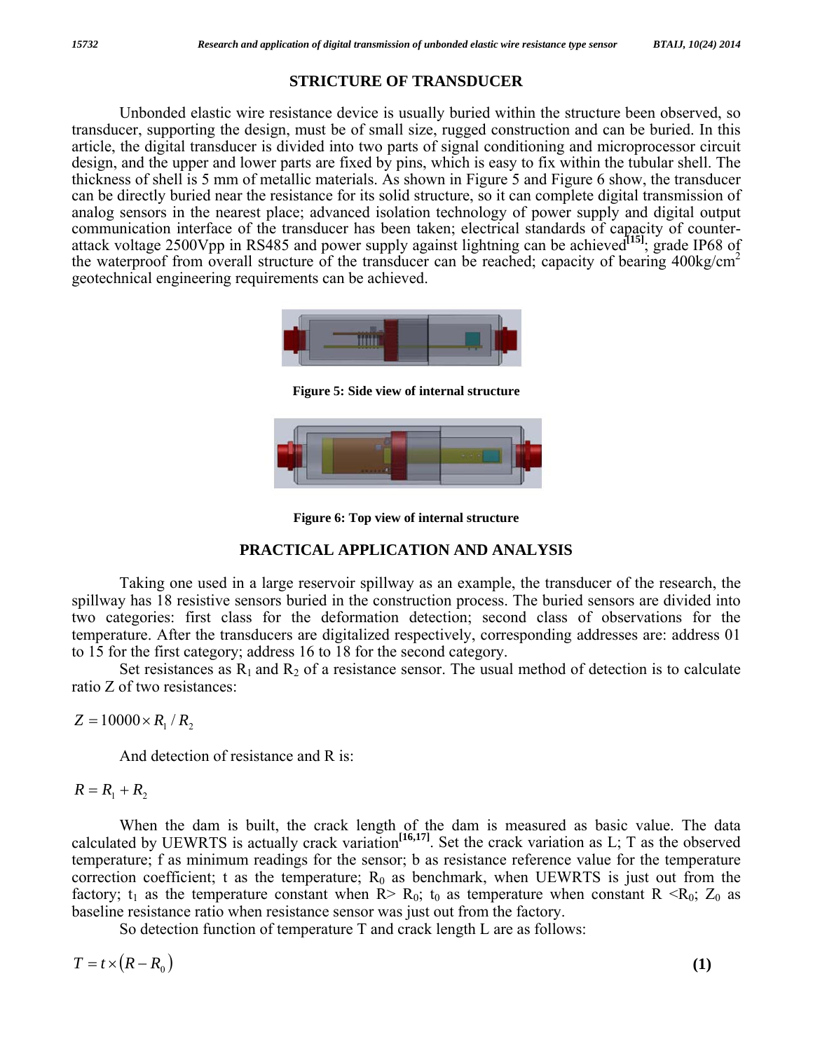## STRICTURE OF TRANSDUCER

Unbonded elastic wire resistance device is usually buried within the structure been observed, so transducer, supporting the design, must be of small size, rugged construction and can be buried. In this article, the digital transducer is divided into two parts of signal conditioning and microprocessor circuit design, and the upper and lower parts are fixed by pins, which is easy to fix within the tubular shell. The thickness of shell is 5 mm of metallic materials. As shown in Figure 5 and Figure 6 show, the transducer can be directly buried near the resistance for its solid structure, so it can complete digital transmission of analog sensors in the nearest place; advanced isolation technology of power supply and digital output communication interface of the transducer has been taken; electrical standards of capacity of counter-attack voltage 2500Vpp in RS485 and power supply against lightning can be achieved[15]; grade IP68 of the waterproof from overall structure of the transducer can be reached; capacity of bearing 400kg/cm$^2$ geotechnical engineering requirements can be achieved.

**Figure 5: Side view of internal structure**

**Figure 6: Top view of internal structure**

## PRACTICAL APPLICATION AND ANALYSIS

Taking one used in a large reservoir spillway as an example, the transducer of the research, the spillway has 18 resistive sensors buried in the construction process. The buried sensors are divided into two categories: first class for the deformation detection; second class of observations for the temperature. After the transducers are digitalized respectively, corresponding addresses are: address 01 to 15 for the first category; address 16 to 18 for the second category.

Set resistances as $R_1$ and $R_2$ of a resistance sensor. The usual method of detection is to calculate ratio Z of two resistances:

$$Z = 10000 \times R_1 / R_2$$

And detection of resistance and R is:

$$R = R_1 + R_2$$

When the dam is built, the crack length of the dam is measured as basic value. The data calculated by UEWRTS is actually crack variation[16,17]. Set the crack variation as L; T as the observed temperature; f as minimum readings for the sensor; b as resistance reference value for the temperature correction coefficient; t as the temperature; $R_0$ as benchmark, when UEWRTS is just out from the factory; $t_1$ as the temperature constant when $R > R_0$; $t_0$ as temperature when constant $R < R_0$; $Z_0$ as baseline resistance ratio when resistance sensor was just out from the factory.

So detection function of temperature T and crack length L are as follows:

$$T = t \times (R - R_0) \qquad \textbf{(1)}$$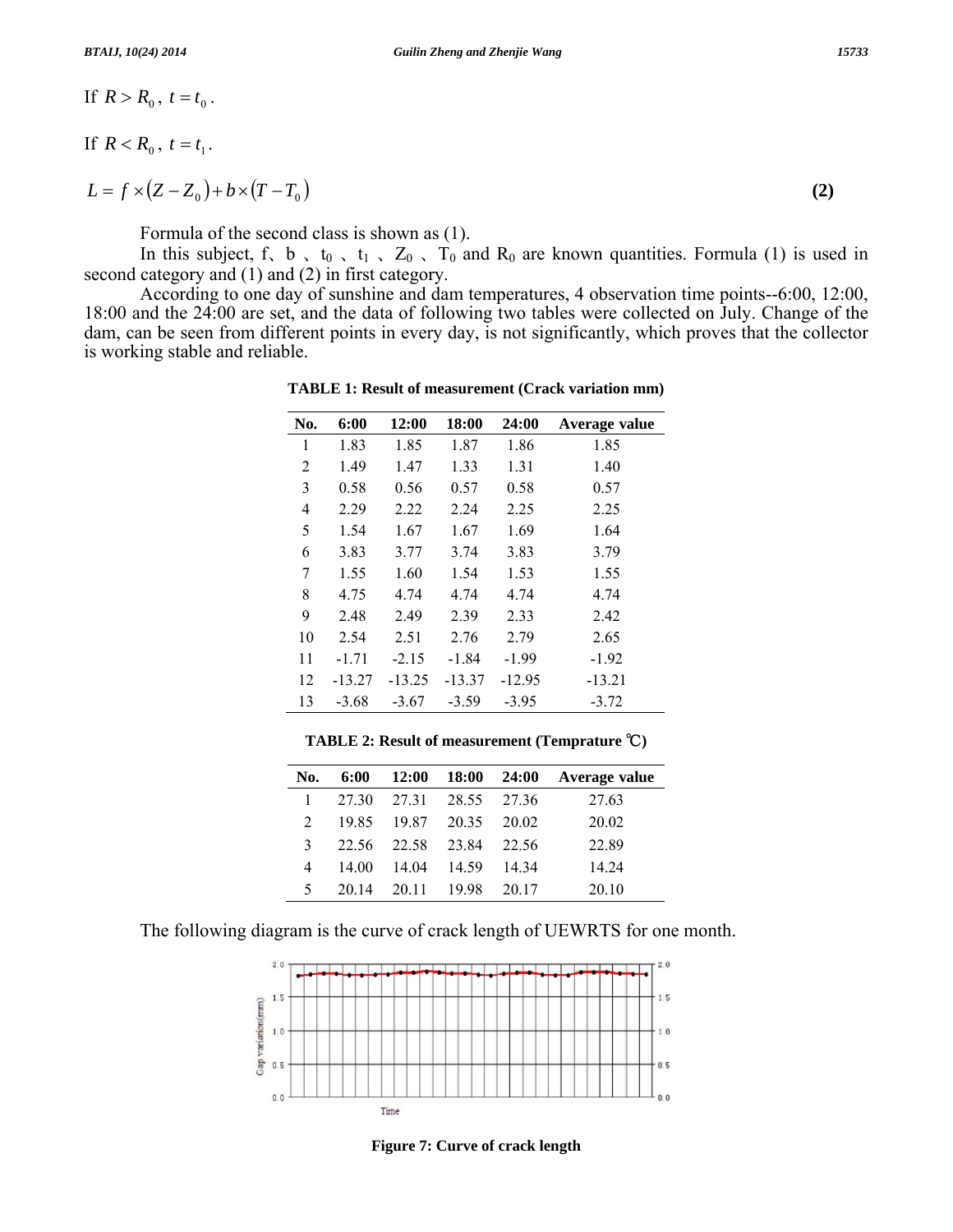If $R > R_0$, $t = t_0$.

If $R < R_0$, $t = t_1$.

$$L = f \times (Z - Z_0) + b \times (T - T_0) \quad \textbf{(2)}$$

Formula of the second class is shown as (1).

In this subject, f、b、$t_0$、$t_1$、$Z_0$、$T_0$ and $R_0$ are known quantities. Formula (1) is used in second category and (1) and (2) in first category.

According to one day of sunshine and dam temperatures, 4 observation time points--6:00, 12:00, 18:00 and the 24:00 are set, and the data of following two tables were collected on July. Change of the dam, can be seen from different points in every day, is not significantly, which proves that the collector is working stable and reliable.

**TABLE 1: Result of measurement (Crack variation mm)**

| No. | 6:00 | 12:00 | 18:00 | 24:00 | Average value |
|---|---|---|---|---|---|
| 1 | 1.83 | 1.85 | 1.87 | 1.86 | 1.85 |
| 2 | 1.49 | 1.47 | 1.33 | 1.31 | 1.40 |
| 3 | 0.58 | 0.56 | 0.57 | 0.58 | 0.57 |
| 4 | 2.29 | 2.22 | 2.24 | 2.25 | 2.25 |
| 5 | 1.54 | 1.67 | 1.67 | 1.69 | 1.64 |
| 6 | 3.83 | 3.77 | 3.74 | 3.83 | 3.79 |
| 7 | 1.55 | 1.60 | 1.54 | 1.53 | 1.55 |
| 8 | 4.75 | 4.74 | 4.74 | 4.74 | 4.74 |
| 9 | 2.48 | 2.49 | 2.39 | 2.33 | 2.42 |
| 10 | 2.54 | 2.51 | 2.76 | 2.79 | 2.65 |
| 11 | -1.71 | -2.15 | -1.84 | -1.99 | -1.92 |
| 12 | -13.27 | -13.25 | -13.37 | -12.95 | -13.21 |
| 13 | -3.68 | -3.67 | -3.59 | -3.95 | -3.72 |

**TABLE 2: Result of measurement (Temprature ℃)**

| No. | 6:00 | 12:00 | 18:00 | 24:00 | Average value |
|---|---|---|---|---|---|
| 1 | 27.30 | 27.31 | 28.55 | 27.36 | 27.63 |
| 2 | 19.85 | 19.87 | 20.35 | 20.02 | 20.02 |
| 3 | 22.56 | 22.58 | 23.84 | 22.56 | 22.89 |
| 4 | 14.00 | 14.04 | 14.59 | 14.34 | 14.24 |
| 5 | 20.14 | 20.11 | 19.98 | 20.17 | 20.10 |

The following diagram is the curve of crack length of UEWRTS for one month.

**Figure 7: Curve of crack length**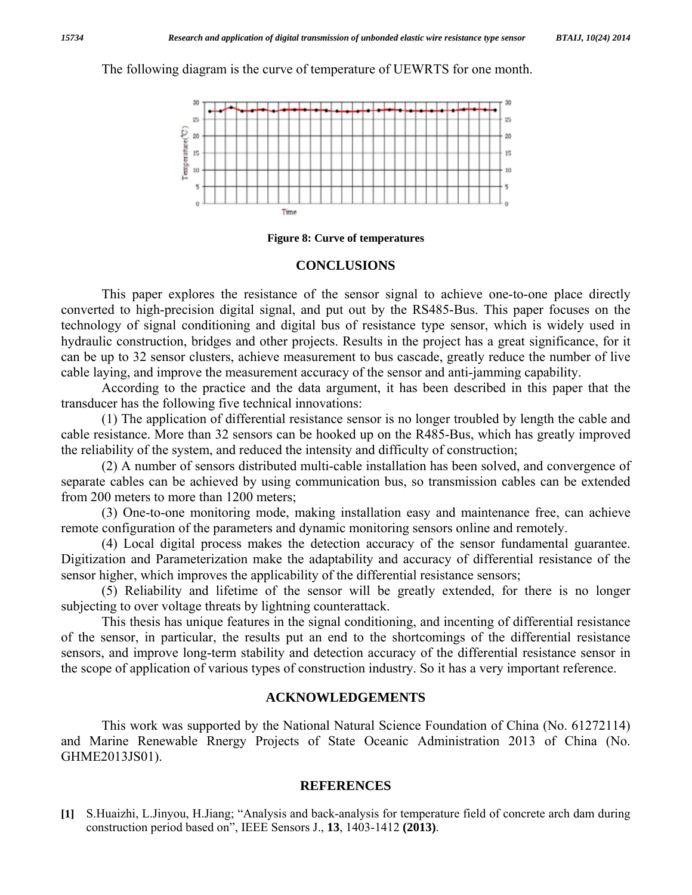The following diagram is the curve of temperature of UEWRTS for one month.

**Figure 8: Curve of temperatures**

## CONCLUSIONS

This paper explores the resistance of the sensor signal to achieve one-to-one place directly converted to high-precision digital signal, and put out by the RS485-Bus. This paper focuses on the technology of signal conditioning and digital bus of resistance type sensor, which is widely used in hydraulic construction, bridges and other projects. Results in the project has a great significance, for it can be up to 32 sensor clusters, achieve measurement to bus cascade, greatly reduce the number of live cable laying, and improve the measurement accuracy of the sensor and anti-jamming capability.

According to the practice and the data argument, it has been described in this paper that the transducer has the following five technical innovations:

(1) The application of differential resistance sensor is no longer troubled by length the cable and cable resistance. More than 32 sensors can be hooked up on the R485-Bus, which has greatly improved the reliability of the system, and reduced the intensity and difficulty of construction;

(2) A number of sensors distributed multi-cable installation has been solved, and convergence of separate cables can be achieved by using communication bus, so transmission cables can be extended from 200 meters to more than 1200 meters;

(3) One-to-one monitoring mode, making installation easy and maintenance free, can achieve remote configuration of the parameters and dynamic monitoring sensors online and remotely.

(4) Local digital process makes the detection accuracy of the sensor fundamental guarantee. Digitization and Parameterization make the adaptability and accuracy of differential resistance of the sensor higher, which improves the applicability of the differential resistance sensors;

(5) Reliability and lifetime of the sensor will be greatly extended, for there is no longer subjecting to over voltage threats by lightning counterattack.

This thesis has unique features in the signal conditioning, and incenting of differential resistance of the sensor, in particular, the results put an end to the shortcomings of the differential resistance sensors, and improve long-term stability and detection accuracy of the differential resistance sensor in the scope of application of various types of construction industry. So it has a very important reference.

## ACKNOWLEDGEMENTS

This work was supported by the National Natural Science Foundation of China (No. 61272114) and Marine Renewable Rnergy Projects of State Oceanic Administration 2013 of China (No. GHME2013JS01).

## REFERENCES

**[1]** S.Huaizhi, L.Jinyou, H.Jiang; "Analysis and back-analysis for temperature field of concrete arch dam during construction period based on", IEEE Sensors J., **13**, 1403-1412 **(2013)**.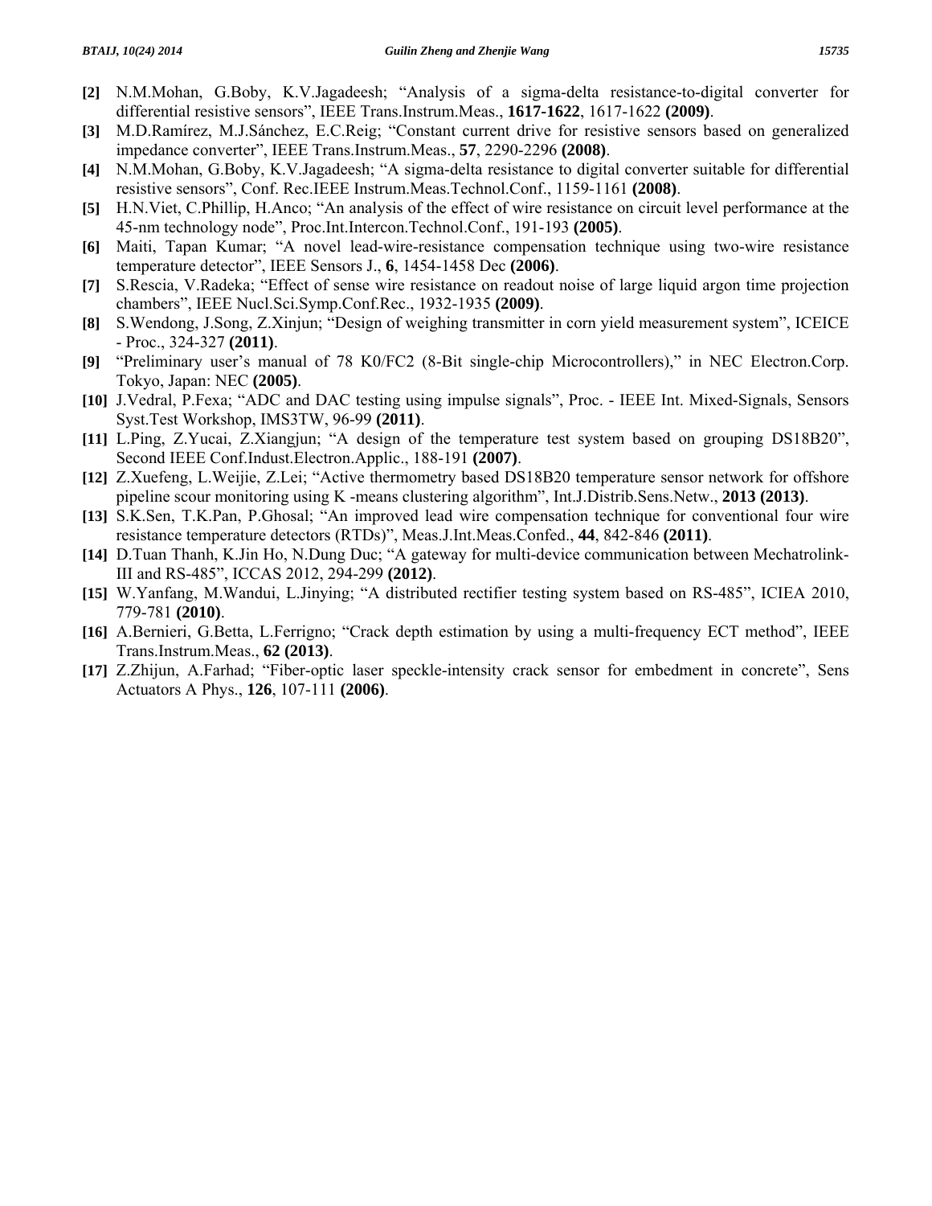**[2]** N.M.Mohan, G.Boby, K.V.Jagadeesh; "Analysis of a sigma-delta resistance-to-digital converter for differential resistive sensors", IEEE Trans.Instrum.Meas., **1617-1622**, 1617-1622 **(2009)**.

**[3]** M.D.Ramírez, M.J.Sánchez, E.C.Reig; "Constant current drive for resistive sensors based on generalized impedance converter", IEEE Trans.Instrum.Meas., **57**, 2290-2296 **(2008)**.

**[4]** N.M.Mohan, G.Boby, K.V.Jagadeesh; "A sigma-delta resistance to digital converter suitable for differential resistive sensors", Conf. Rec.IEEE Instrum.Meas.Technol.Conf., 1159-1161 **(2008)**.

**[5]** H.N.Viet, C.Phillip, H.Anco; "An analysis of the effect of wire resistance on circuit level performance at the 45-nm technology node", Proc.Int.Intercon.Technol.Conf., 191-193 **(2005)**.

**[6]** Maiti, Tapan Kumar; "A novel lead-wire-resistance compensation technique using two-wire resistance temperature detector", IEEE Sensors J., **6**, 1454-1458 Dec **(2006)**.

**[7]** S.Rescia, V.Radeka; "Effect of sense wire resistance on readout noise of large liquid argon time projection chambers", IEEE Nucl.Sci.Symp.Conf.Rec., 1932-1935 **(2009)**.

**[8]** S.Wendong, J.Song, Z.Xinjun; "Design of weighing transmitter in corn yield measurement system", ICEICE - Proc., 324-327 **(2011)**.

**[9]** "Preliminary user's manual of 78 K0/FC2 (8-Bit single-chip Microcontrollers)," in NEC Electron.Corp. Tokyo, Japan: NEC **(2005)**.

**[10]** J.Vedral, P.Fexa; "ADC and DAC testing using impulse signals", Proc. - IEEE Int. Mixed-Signals, Sensors Syst.Test Workshop, IMS3TW, 96-99 **(2011)**.

**[11]** L.Ping, Z.Yucai, Z.Xiangjun; "A design of the temperature test system based on grouping DS18B20", Second IEEE Conf.Indust.Electron.Applic., 188-191 **(2007)**.

**[12]** Z.Xuefeng, L.Weijie, Z.Lei; "Active thermometry based DS18B20 temperature sensor network for offshore pipeline scour monitoring using K -means clustering algorithm", Int.J.Distrib.Sens.Netw., **2013 (2013)**.

**[13]** S.K.Sen, T.K.Pan, P.Ghosal; "An improved lead wire compensation technique for conventional four wire resistance temperature detectors (RTDs)", Meas.J.Int.Meas.Confed., **44**, 842-846 **(2011)**.

**[14]** D.Tuan Thanh, K.Jin Ho, N.Dung Duc; "A gateway for multi-device communication between Mechatrolink-III and RS-485", ICCAS 2012, 294-299 **(2012)**.

**[15]** W.Yanfang, M.Wandui, L.Jinying; "A distributed rectifier testing system based on RS-485", ICIEA 2010, 779-781 **(2010)**.

**[16]** A.Bernieri, G.Betta, L.Ferrigno; "Crack depth estimation by using a multi-frequency ECT method", IEEE Trans.Instrum.Meas., **62 (2013)**.

**[17]** Z.Zhijun, A.Farhad; "Fiber-optic laser speckle-intensity crack sensor for embedment in concrete", Sens Actuators A Phys., **126**, 107-111 **(2006)**.